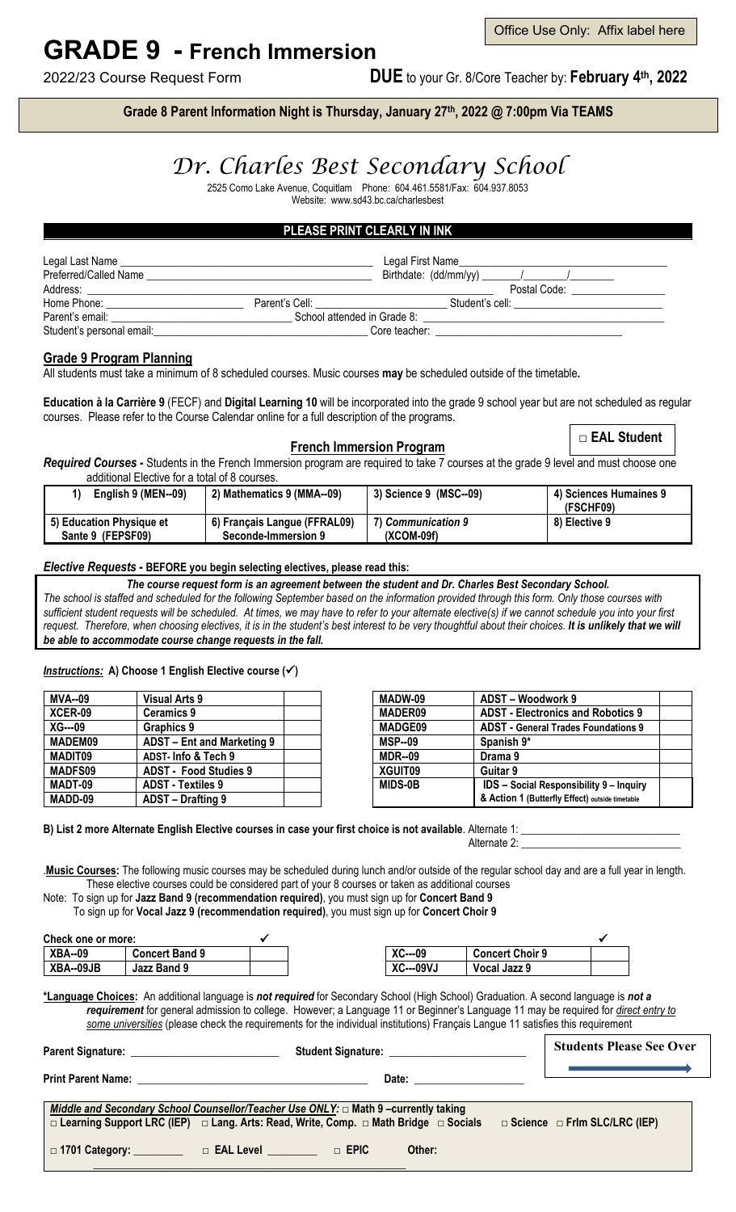Office Use Only: Affix label here

# GRADE 9 - French Immersion

2022/23 Course Request Form

**DUE** to your Gr. 8/Core Teacher by: **February 4th, 2022**

**Grade 8 Parent Information Night is Thursday, January 27th, 2022 @ 7:00pm Via TEAMS**

# Dr. Charles Best Secondary School

2525 Como Lake Avenue, Coquitlam Phone: 604.461.5581/Fax: 604.937.8053
Website: www.sd43.bc.ca/charlesbest

**PLEASE PRINT CLEARLY IN INK**

Legal Last Name ______________________ Legal First Name______________________

Preferred/Called Name ______________________ Birthdate: (dd/mm/yy) ______/______/______

Address: ______________________ Postal Code: ______________

Home Phone: ______________ Parent's Cell: ______________ Student's cell: ______________

Parent's email: ______________ School attended in Grade 8: ______________

Student's personal email: ______________ Core teacher: ______________

## Grade 9 Program Planning

All students must take a minimum of 8 scheduled courses. Music courses **may** be scheduled outside of the timetable**.**

**Education à la Carrière 9** (FECF) and **Digital Learning 10** will be incorporated into the grade 9 school year but are not scheduled as regular courses. Please refer to the Course Calendar online for a full description of the programs.

### French Immersion Program

□ **EAL Student**

***Required Courses -*** Students in the French Immersion program are required to take 7 courses at the grade 9 level and must choose one additional Elective for a total of 8 courses.

| **1) English 9 (MEN--09)** | **2) Mathematics 9 (MMA--09)** | **3) Science 9 (MSC--09)** | **4) Sciences Humaines 9 (FSCHF09)** |
|---|---|---|---|
| **5) Education Physique et Sante 9 (FEPSF09)** | **6) Français Langue (FFRAL09) Seconde-Immersion 9** | **7) *Communication 9* (XCOM-09f)** | **8) Elective 9** |

***Elective Requests* - BEFORE you begin selecting electives, please read this:**

***The course request form is an agreement between the student and Dr. Charles Best Secondary School.***

*The school is staffed and scheduled for the following September based on the information provided through this form. Only those courses with sufficient student requests will be scheduled. At times, we may have to refer to your alternate elective(s) if we cannot schedule you into your first request. Therefore, when choosing electives, it is in the student's best interest to be very thoughtful about their choices.* ***It is unlikely that we will be able to accommodate course change requests in the fall.***

***Instructions:*** **A) Choose 1 English Elective course (✓)**

| | | |
|---|---|---|
| **MVA--09** | **Visual Arts 9** | |
| **XCER-09** | **Ceramics 9** | |
| **XG---09** | **Graphics 9** | |
| **MADEM09** | **ADST – Ent and Marketing 9** | |
| **MADIT09** | **ADST- Info & Tech 9** | |
| **MADFS09** | **ADST - Food Studies 9** | |
| **MADT-09** | **ADST - Textiles 9** | |
| **MADD-09** | **ADST – Drafting 9** | |

| | | |
|---|---|---|
| **MADW-09** | **ADST – Woodwork 9** | |
| **MADER09** | **ADST - Electronics and Robotics 9** | |
| **MADGE09** | **ADST - General Trades Foundations 9** | |
| **MSP--09** | **Spanish 9*** | |
| **MDR--09** | **Drama 9** | |
| **XGUIT09** | **Guitar 9** | |
| **MIDS-0B** | **IDS – Social Responsibility 9 – Inquiry & Action 1 (Butterfly Effect) outside timetable** | |

**B) List 2 more Alternate English Elective courses in case your first choice is not available**. Alternate 1: ______________________

Alternate 2: ______________________

.**Music Courses:** The following music courses may be scheduled during lunch and/or outside of the regular school day and are a full year in length. These elective courses could be considered part of your 8 courses or taken as additional courses

Note: To sign up for **Jazz Band 9 (recommendation required)**, you must sign up for **Concert Band 9**

To sign up for **Vocal Jazz 9 (recommendation required)**, you must sign up for **Concert Choir 9**

| **Check one or more:** | | ✓ |
|---|---|---|
| **XBA--09** | **Concert Band 9** | |
| **XBA--09JB** | **Jazz Band 9** | |

| | | ✓ |
|---|---|---|
| **XC---09** | **Concert Choir 9** | |
| **XC---09VJ** | **Vocal Jazz 9** | |

**\*Language Choices:** An additional language is ***not required*** for Secondary School (High School) Graduation. A second language is ***not a requirement*** for general admission to college. However; a Language 11 or Beginner's Language 11 may be required for *direct entry to some universities* (please check the requirements for the individual institutions) Français Langue 11 satisfies this requirement

**Parent Signature:** ______________________ **Student Signature:** ______________________

**Students Please See Over**

**Print Parent Name:** ______________________ **Date:** ______________

***Middle and Secondary School Counsellor/Teacher Use ONLY:*** □ **Math 9 –currently taking**

□ **Learning Support LRC (IEP)** □ **Lang. Arts: Read, Write, Comp.** □ **Math Bridge** □ **Socials** □ **Science** □ **Frlm SLC/LRC (IEP)**

□ **1701 Category:** ________ □ **EAL Level** ________ □ **EPIC** **Other:** ______________________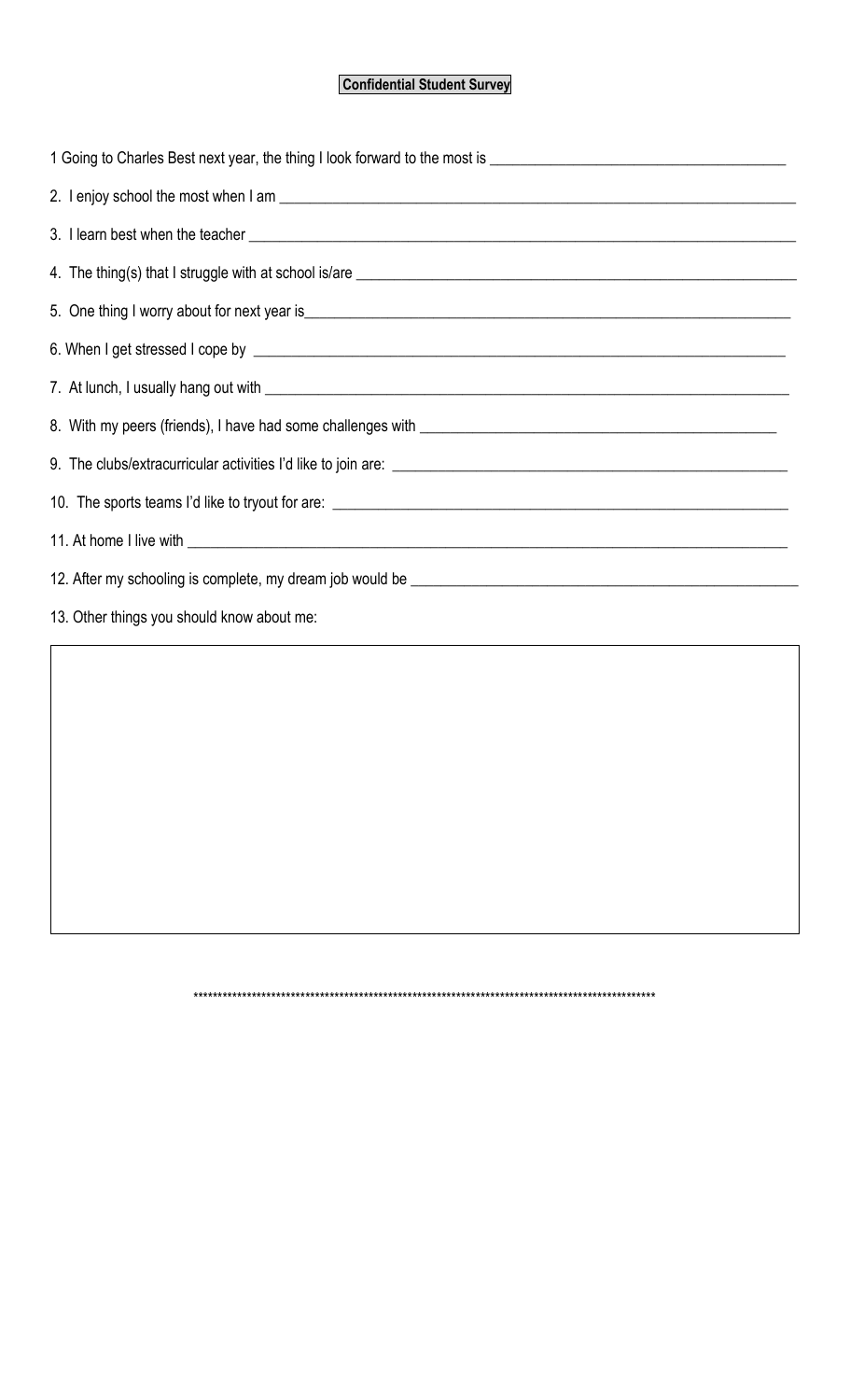**Confidential Student Survey**

1 Going to Charles Best next year, the thing I look forward to the most is ______________________________________

2. I enjoy school the most when I am ______________________________________________________________________

3. I learn best when the teacher ___________________________________________________________________________

4. The thing(s) that I struggle with at school is/are ____________________________________________________________

5. One thing I worry about for next year is_________________________________________________________________

6. When I get stressed I cope by __________________________________________________________________________

7. At lunch, I usually hang out with ________________________________________________________________________

8. With my peers (friends), I have had some challenges with _______________________________________________

9. The clubs/extracurricular activities I'd like to join are: ____________________________________________________

10. The sports teams I'd like to tryout for are: ________________________________________________________________

11. At home I live with ___________________________________________________________________________________

12. After my schooling is complete, my dream job would be ____________________________________________________

13. Other things you should know about me:

| |
|---|
| |

*****************************************************************************************************